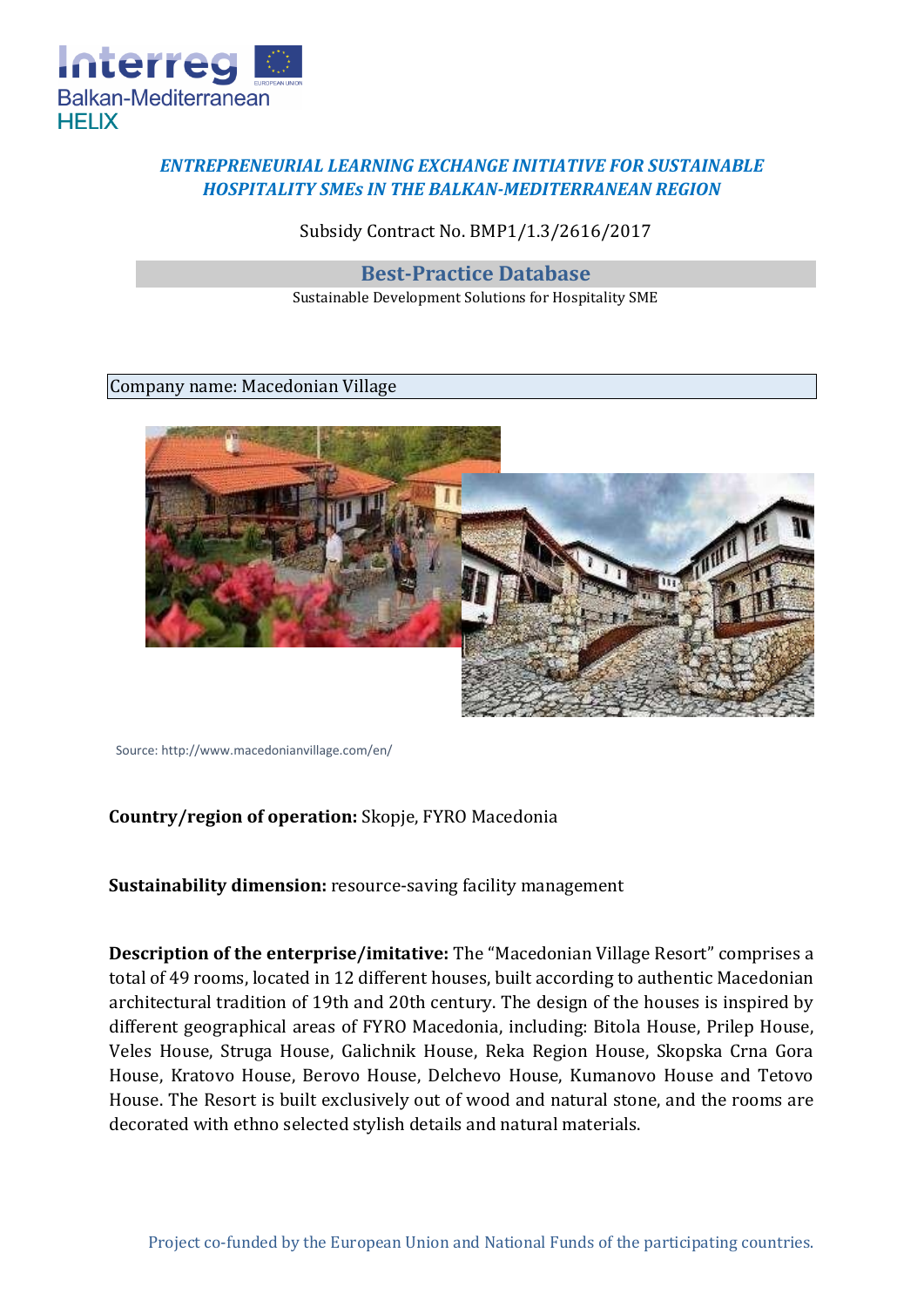*ENTREPRENEURIAL LEARNING EXCHANGE INITIATIVE FOR SUSTAINABLE HOSPITALITY SMEs IN THE BALKAN-MEDITERRANEAN REGION*

Subsidy Contract No. BMP1/1.3/2616/2017

## Best-Practice Database

Sustainable Development Solutions for Hospitality SME

Company name: Macedonian Village

Source: http://www.macedonianvillage.com/en/

**Country/region of operation:** Skopje, FYRO Macedonia

**Sustainability dimension:** resource-saving facility management

**Description of the enterprise/imitative:** The "Macedonian Village Resort" comprises a total of 49 rooms, located in 12 different houses, built according to authentic Macedonian architectural tradition of 19th and 20th century. The design of the houses is inspired by different geographical areas of FYRO Macedonia, including: Bitola House, Prilep House, Veles House, Struga House, Galichnik House, Reka Region House, Skopska Crna Gora House, Kratovo House, Berovo House, Delchevo House, Kumanovo House and Tetovo House. The Resort is built exclusively out of wood and natural stone, and the rooms are decorated with ethno selected stylish details and natural materials.

Project co-funded by the European Union and National Funds of the participating countries.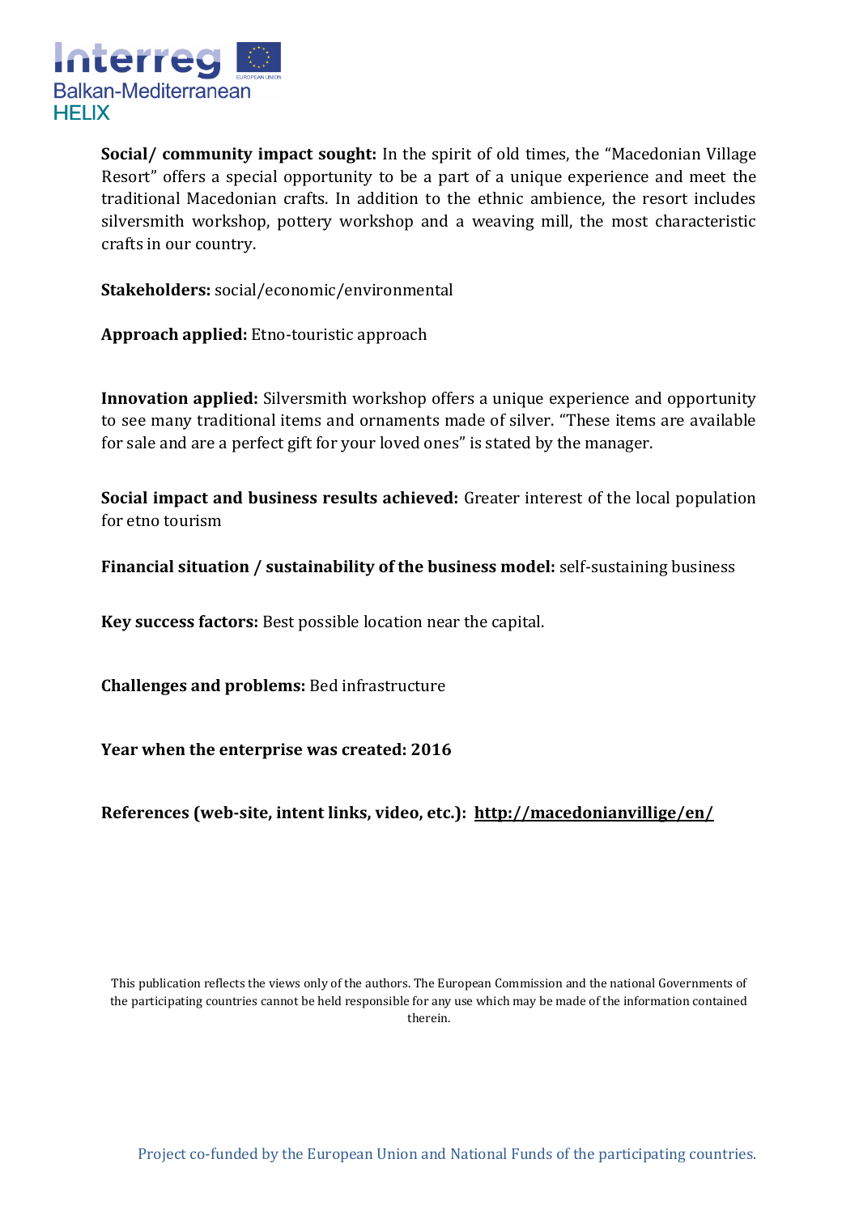**Social/ community impact sought:** In the spirit of old times, the "Macedonian Village Resort" offers a special opportunity to be a part of a unique experience and meet the traditional Macedonian crafts. In addition to the ethnic ambience, the resort includes silversmith workshop, pottery workshop and a weaving mill, the most characteristic crafts in our country.

**Stakeholders:** social/economic/environmental

**Approach applied:** Etno-touristic approach

**Innovation applied:** Silversmith workshop offers a unique experience and opportunity to see many traditional items and ornaments made of silver. "These items are available for sale and are a perfect gift for your loved ones" is stated by the manager.

**Social impact and business results achieved:** Greater interest of the local population for etno tourism

**Financial situation / sustainability of the business model:** self-sustaining business

**Key success factors:** Best possible location near the capital.

**Challenges and problems:** Bed infrastructure

**Year when the enterprise was created: 2016**

**References (web-site, intent links, video, etc.): http://macedonianvillige/en/**

This publication reflects the views only of the authors. The European Commission and the national Governments of the participating countries cannot be held responsible for any use which may be made of the information contained therein.

Project co-funded by the European Union and National Funds of the participating countries.